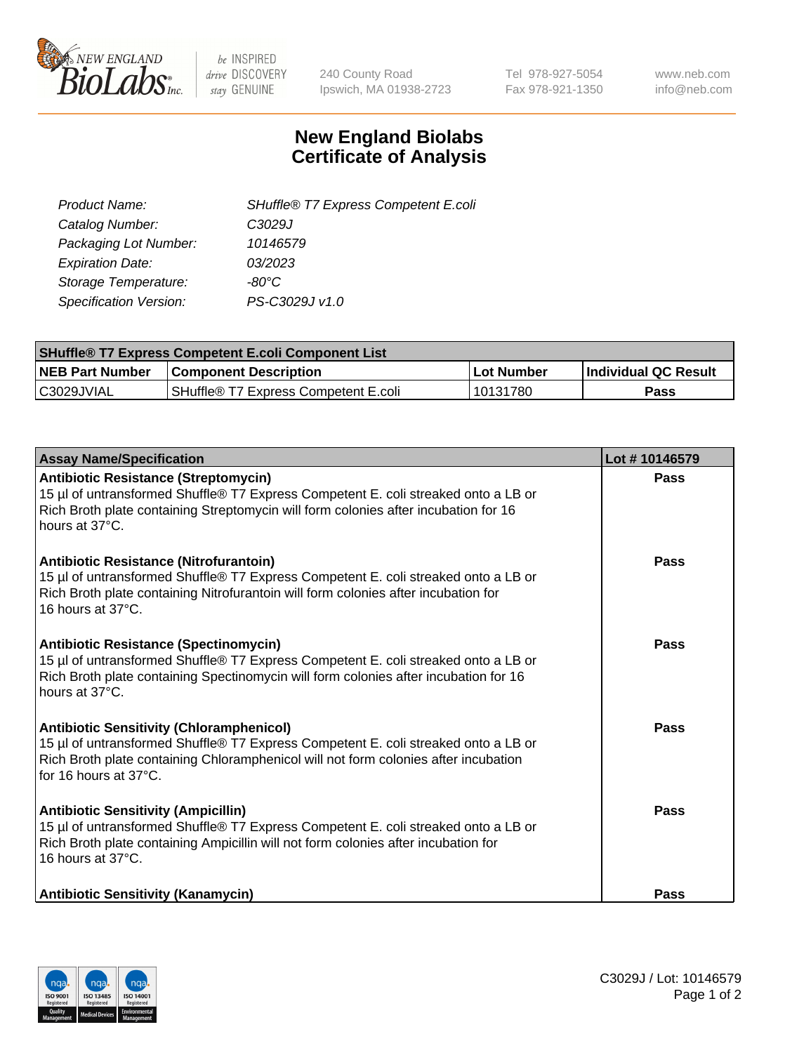New England BioLabs Inc. — be INSPIRED drive DISCOVERY stay GENUINE

240 County Road
Ipswich, MA 01938-2723

Tel 978-927-5054
Fax 978-921-1350

www.neb.com
info@neb.com

# New England Biolabs Certificate of Analysis

| | |
|---|---|
| *Product Name:* | *SHuffle® T7 Express Competent E.coli* |
| *Catalog Number:* | *C3029J* |
| *Packaging Lot Number:* | *10146579* |
| *Expiration Date:* | *03/2023* |
| *Storage Temperature:* | *-80°C* |
| *Specification Version:* | *PS-C3029J v1.0* |

| SHuffle® T7 Express Competent E.coli Component List | | | |
|---|---|---|---|
| **NEB Part Number** | **Component Description** | **Lot Number** | **Individual QC Result** |
| C3029JVIAL | SHuffle® T7 Express Competent E.coli | 10131780 | **Pass** |

| Assay Name/Specification | Lot # 10146579 |
|---|---|
| **Antibiotic Resistance (Streptomycin)** 15 µl of untransformed Shuffle® T7 Express Competent E. coli streaked onto a LB or Rich Broth plate containing Streptomycin will form colonies after incubation for 16 hours at 37°C. | **Pass** |
| **Antibiotic Resistance (Nitrofurantoin)** 15 µl of untransformed Shuffle® T7 Express Competent E. coli streaked onto a LB or Rich Broth plate containing Nitrofurantoin will form colonies after incubation for 16 hours at 37°C. | **Pass** |
| **Antibiotic Resistance (Spectinomycin)** 15 µl of untransformed Shuffle® T7 Express Competent E. coli streaked onto a LB or Rich Broth plate containing Spectinomycin will form colonies after incubation for 16 hours at 37°C. | **Pass** |
| **Antibiotic Sensitivity (Chloramphenicol)** 15 µl of untransformed Shuffle® T7 Express Competent E. coli streaked onto a LB or Rich Broth plate containing Chloramphenicol will not form colonies after incubation for 16 hours at 37°C. | **Pass** |
| **Antibiotic Sensitivity (Ampicillin)** 15 µl of untransformed Shuffle® T7 Express Competent E. coli streaked onto a LB or Rich Broth plate containing Ampicillin will not form colonies after incubation for 16 hours at 37°C. | **Pass** |
| **Antibiotic Sensitivity (Kanamycin)** | **Pass** |

ISO 9001 Registered Quality Management | ISO 13485 Registered Medical Devices | ISO 14001 Registered Environmental Management

C3029J / Lot: 10146579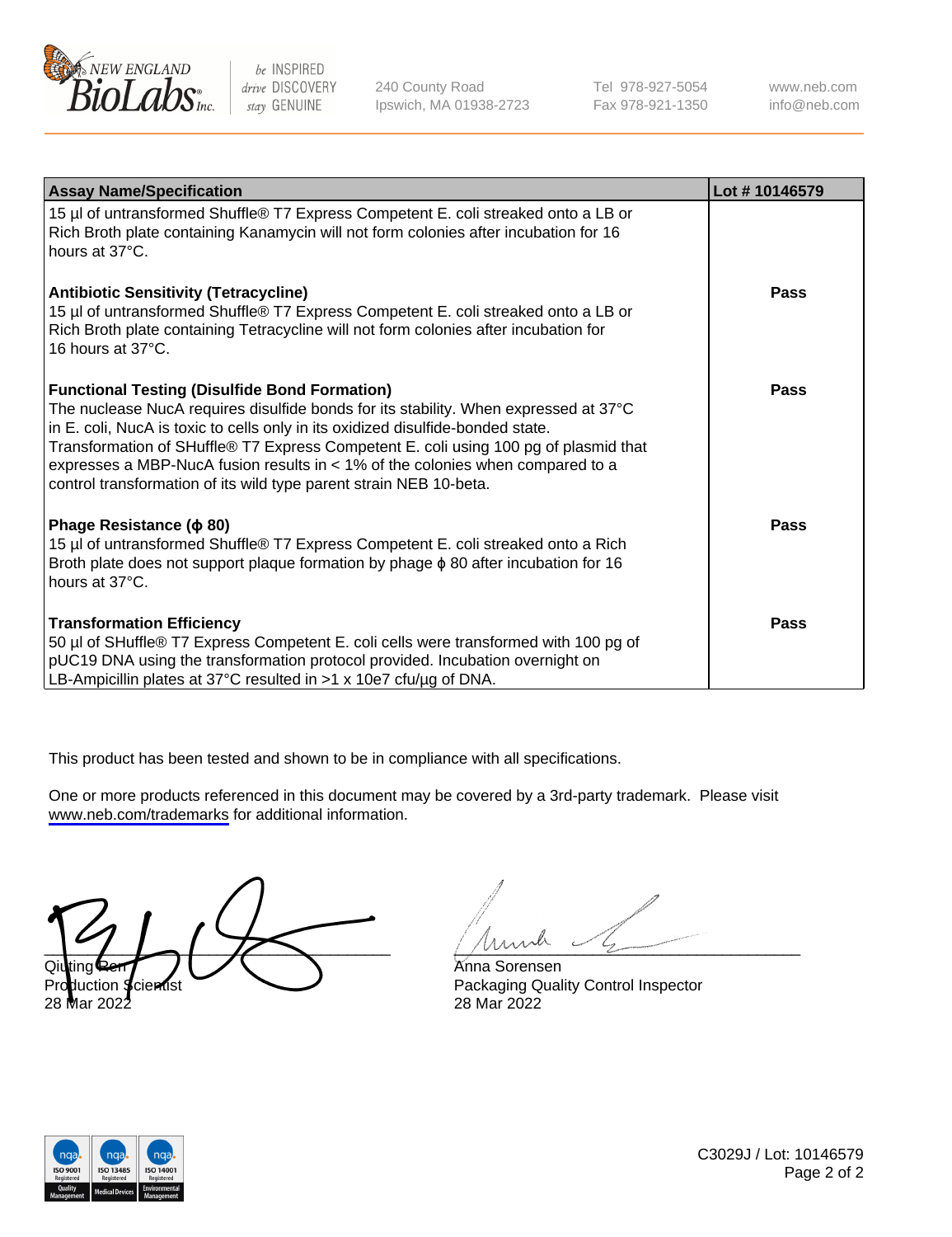| Assay Name/Specification | Lot # 10146579 |
|---|---|
| 15 µl of untransformed Shuffle® T7 Express Competent E. coli streaked onto a LB or Rich Broth plate containing Kanamycin will not form colonies after incubation for 16 hours at 37°C. | |
| **Antibiotic Sensitivity (Tetracycline)**<br>15 µl of untransformed Shuffle® T7 Express Competent E. coli streaked onto a LB or Rich Broth plate containing Tetracycline will not form colonies after incubation for 16 hours at 37°C. | **Pass** |
| **Functional Testing (Disulfide Bond Formation)**<br>The nuclease NucA requires disulfide bonds for its stability. When expressed at 37°C in E. coli, NucA is toxic to cells only in its oxidized disulfide-bonded state. Transformation of SHuffle® T7 Express Competent E. coli using 100 pg of plasmid that expresses a MBP-NucA fusion results in < 1% of the colonies when compared to a control transformation of its wild type parent strain NEB 10-beta. | **Pass** |
| **Phage Resistance (ϕ 80)**<br>15 µl of untransformed Shuffle® T7 Express Competent E. coli streaked onto a Rich Broth plate does not support plaque formation by phage ϕ 80 after incubation for 16 hours at 37°C. | **Pass** |
| **Transformation Efficiency**<br>50 µl of SHuffle® T7 Express Competent E. coli cells were transformed with 100 pg of pUC19 DNA using the transformation protocol provided. Incubation overnight on LB-Ampicillin plates at 37°C resulted in >1 x 10e7 cfu/µg of DNA. | **Pass** |

This product has been tested and shown to be in compliance with all specifications.

One or more products referenced in this document may be covered by a 3rd-party trademark. Please visit www.neb.com/trademarks for additional information.

Qiuting Ren
Production Scientist
28 Mar 2022

Anna Sorensen
Packaging Quality Control Inspector
28 Mar 2022

C3029J / Lot: 10146579